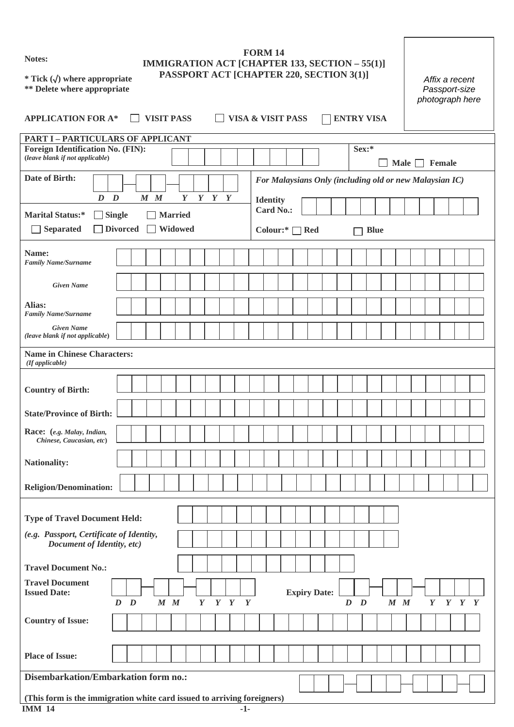**Notes:**

**\* Tick (√) where appropriate**
**\*\* Delete where appropriate**

# FORM 14
## IMMIGRATION ACT [CHAPTER 133, SECTION – 55(1)]
## PASSPORT ACT [CHAPTER 220, SECTION 3(1)]

*Affix a recent Passport-size photograph here*

**APPLICATION FOR A*** ☐ **VISIT PASS** ☐ **VISA & VISIT PASS** ☐ **ENTRY VISA**

## PART I – PARTICULARS OF APPLICANT

**Foreign Identification No. (FIN):**
**(*leave blank if not applicable*)**

**Sex:*** ☐ **Male** ☐ **Female**

**Date of Birth:** *D D* – *M M* – *Y Y Y Y*

***For Malaysians Only (including old or new Malaysian IC)***

**Identity Card No.:**

**Marital Status:*** ☐ **Single** ☐ **Married** ☐ **Separated** ☐ **Divorced** ☐ **Widowed**

**Colour:*** ☐ **Red** ☐ **Blue**

**Name:**
***Family Name/Surname***

***Given Name***

**Alias:**
***Family Name/Surname***

***Given Name***
**(*leave blank if not applicable*)**

**Name in Chinese Characters:**
***(If applicable)***

**Country of Birth:**

**State/Province of Birth:**

**Race: (*e.g. Malay, Indian, Chinese, Caucasian, etc*)**

**Nationality:**

**Religion/Denomination:**

**Type of Travel Document Held:**

***(e.g. Passport, Certificate of Identity, Document of Identity, etc)***

**Travel Document No.:**

**Travel Document Issued Date:** *D D* – *M M* – *Y Y Y Y*

**Expiry Date:** *D D* – *M M* – *Y Y Y Y*

**Country of Issue:**

**Place of Issue:**

**Disembarkation/Embarkation form no.:**

**(This form is the immigration white card issued to arriving foreigners)**

**IMM 14**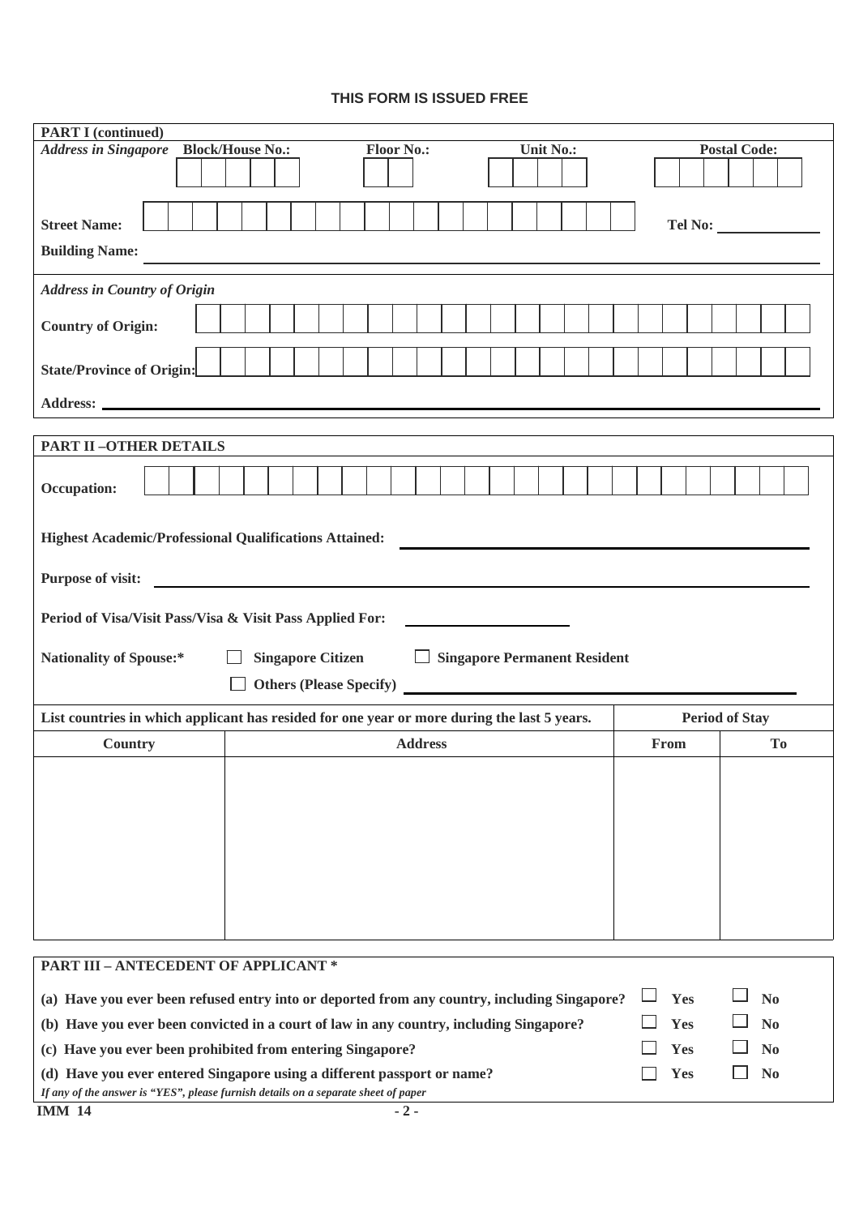**THIS FORM IS ISSUED FREE**

**PART I (continued)**

*Address in Singapore* **Block/House No.:** **Floor No.:** **Unit No.:** **Postal Code:**

**Street Name:** **Tel No:**

**Building Name:**

*Address in Country of Origin*

**Country of Origin:**

**State/Province of Origin:**

**Address:**

**PART II –OTHER DETAILS**

**Occupation:**

**Highest Academic/Professional Qualifications Attained:**

**Purpose of visit:**

**Period of Visa/Visit Pass/Visa & Visit Pass Applied For:**

**Nationality of Spouse:*** ☐ **Singapore Citizen** ☐ **Singapore Permanent Resident**

☐ **Others (Please Specify)**

| List countries in which applicant has resided for one year or more during the last 5 years. | | Period of Stay | |
|---|---|---|---|
| **Country** | **Address** | **From** | **To** |
| | | | |

**PART III – ANTECEDENT OF APPLICANT ***

(a) Have you ever been refused entry into or deported from any country, including Singapore? ☐ Yes ☐ No

(b) Have you ever been convicted in a court of law in any country, including Singapore? ☐ Yes ☐ No

(c) Have you ever been prohibited from entering Singapore? ☐ Yes ☐ No

(d) Have you ever entered Singapore using a different passport or name? ☐ Yes ☐ No

*If any of the answer is "YES", please furnish details on a separate sheet of paper*

**IMM 14**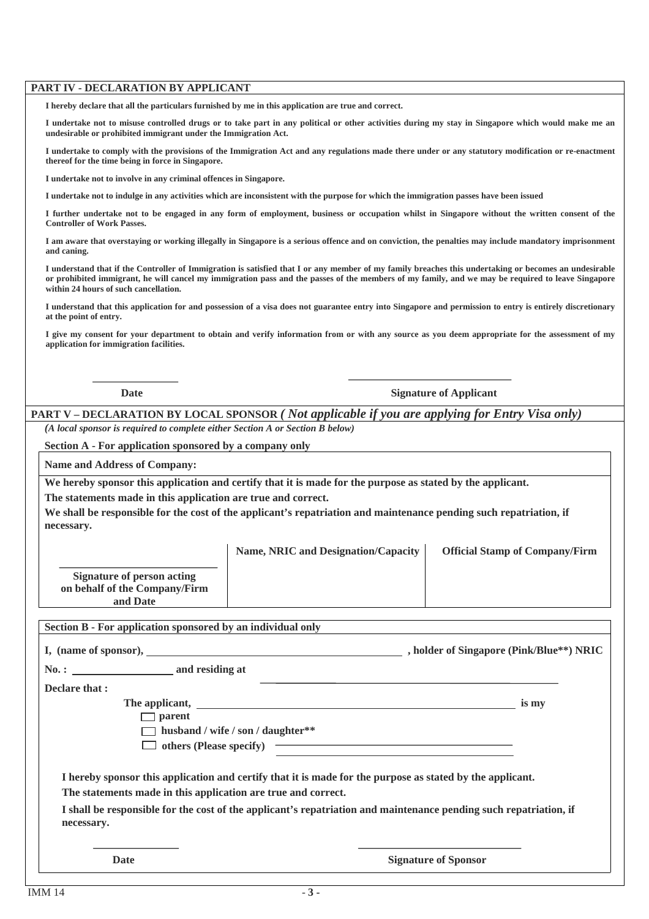## PART IV - DECLARATION BY APPLICANT

**I hereby declare that all the particulars furnished by me in this application are true and correct.**

**I undertake not to misuse controlled drugs or to take part in any political or other activities during my stay in Singapore which would make me an undesirable or prohibited immigrant under the Immigration Act.**

**I undertake to comply with the provisions of the Immigration Act and any regulations made there under or any statutory modification or re-enactment thereof for the time being in force in Singapore.**

**I undertake not to involve in any criminal offences in Singapore.**

**I undertake not to indulge in any activities which are inconsistent with the purpose for which the immigration passes have been issued**

**I further undertake not to be engaged in any form of employment, business or occupation whilst in Singapore without the written consent of the Controller of Work Passes.**

**I am aware that overstaying or working illegally in Singapore is a serious offence and on conviction, the penalties may include mandatory imprisonment and caning.**

**I understand that if the Controller of Immigration is satisfied that I or any member of my family breaches this undertaking or becomes an undesirable or prohibited immigrant, he will cancel my immigration pass and the passes of the members of my family, and we may be required to leave Singapore within 24 hours of such cancellation.**

**I understand that this application for and possession of a visa does not guarantee entry into Singapore and permission to entry is entirely discretionary at the point of entry.**

**I give my consent for your department to obtain and verify information from or with any source as you deem appropriate for the assessment of my application for immigration facilities.**

_______________ ______________________________

**Date** **Signature of Applicant**

## PART V – DECLARATION BY LOCAL SPONSOR *( Not applicable if you are applying for Entry Visa only)*

***(A local sponsor is required to complete either Section A or Section B below)***

### Section A - For application sponsored by a company only

**Name and Address of Company:**

**We hereby sponsor this application and certify that it is made for the purpose as stated by the applicant.**

**The statements made in this application are true and correct.**

**We shall be responsible for the cost of the applicant's repatriation and maintenance pending such repatriation, if necessary.**

| | | |
|---|---|---|
| ______________________________ **Signature of person acting on behalf of the Company/Firm and Date** | **Name, NRIC and Designation/Capacity** | **Official Stamp of Company/Firm** |

### Section B - For application sponsored by an individual only

**I, (name of sponsor),** ______________________________ **, holder of Singapore (Pink/Blue\*\*) NRIC**

**No. :** ____________________ **and residing at** ______________________________

**Declare that :**

**The applicant,** ______________________________ **is my**

- ☐ **parent**
- ☐ **husband / wife / son / daughter\*\***
- ☐ **others (Please specify)** ______________________________

**I hereby sponsor this application and certify that it is made for the purpose as stated by the applicant.**

**The statements made in this application are true and correct.**

**I shall be responsible for the cost of the applicant's repatriation and maintenance pending such repatriation, if necessary.**

_______________ ______________________________

**Date** **Signature of Sponsor**

IMM 14